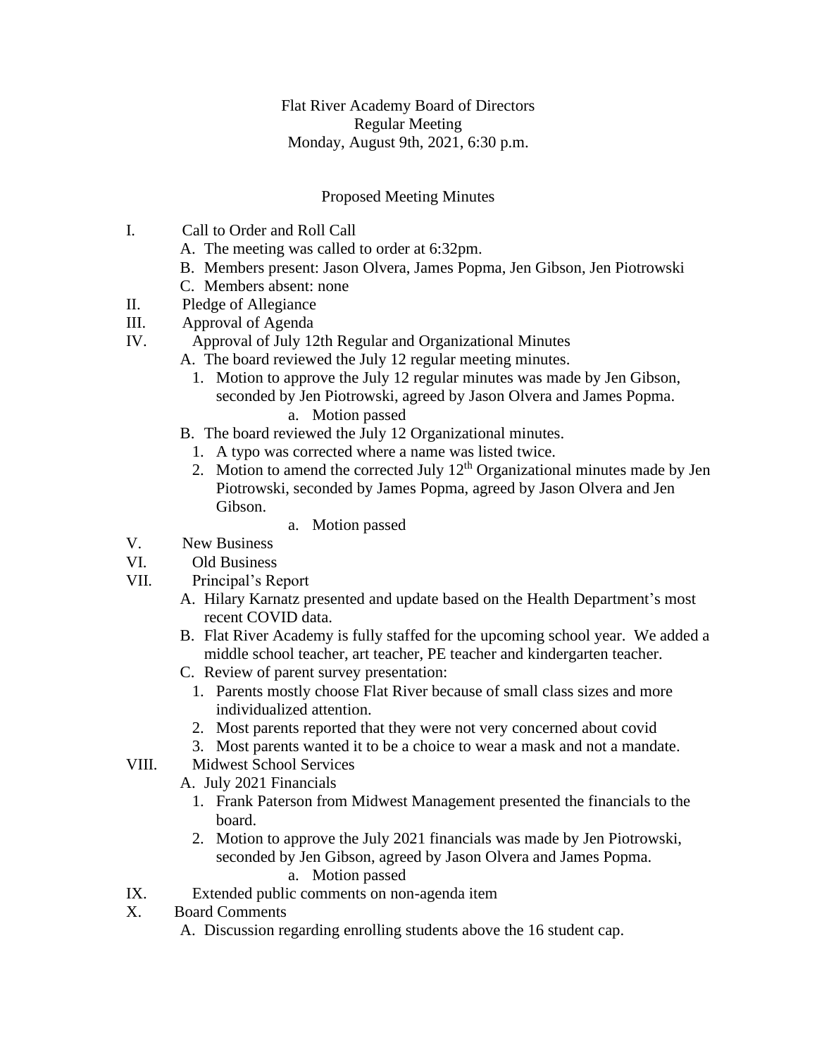Flat River Academy Board of Directors
Regular Meeting
Monday, August 9th, 2021, 6:30 p.m.

Proposed Meeting Minutes

I. Call to Order and Roll Call
   A. The meeting was called to order at 6:32pm.
   B. Members present: Jason Olvera, James Popma, Jen Gibson, Jen Piotrowski
   C. Members absent: none

II. Pledge of Allegiance

III. Approval of Agenda

IV. Approval of July 12th Regular and Organizational Minutes
   A. The board reviewed the July 12 regular meeting minutes.
      1. Motion to approve the July 12 regular minutes was made by Jen Gibson, seconded by Jen Piotrowski, agreed by Jason Olvera and James Popma.
         a. Motion passed
   B. The board reviewed the July 12 Organizational minutes.
      1. A typo was corrected where a name was listed twice.
      2. Motion to amend the corrected July 12th Organizational minutes made by Jen Piotrowski, seconded by James Popma, agreed by Jason Olvera and Jen Gibson.
         a. Motion passed

V. New Business

VI. Old Business

VII. Principal's Report
   A. Hilary Karnatz presented and update based on the Health Department's most recent COVID data.
   B. Flat River Academy is fully staffed for the upcoming school year. We added a middle school teacher, art teacher, PE teacher and kindergarten teacher.
   C. Review of parent survey presentation:
      1. Parents mostly choose Flat River because of small class sizes and more individualized attention.
      2. Most parents reported that they were not very concerned about covid
      3. Most parents wanted it to be a choice to wear a mask and not a mandate.

VIII. Midwest School Services
   A. July 2021 Financials
      1. Frank Paterson from Midwest Management presented the financials to the board.
      2. Motion to approve the July 2021 financials was made by Jen Piotrowski, seconded by Jen Gibson, agreed by Jason Olvera and James Popma.
         a. Motion passed

IX. Extended public comments on non-agenda item

X. Board Comments
   A. Discussion regarding enrolling students above the 16 student cap.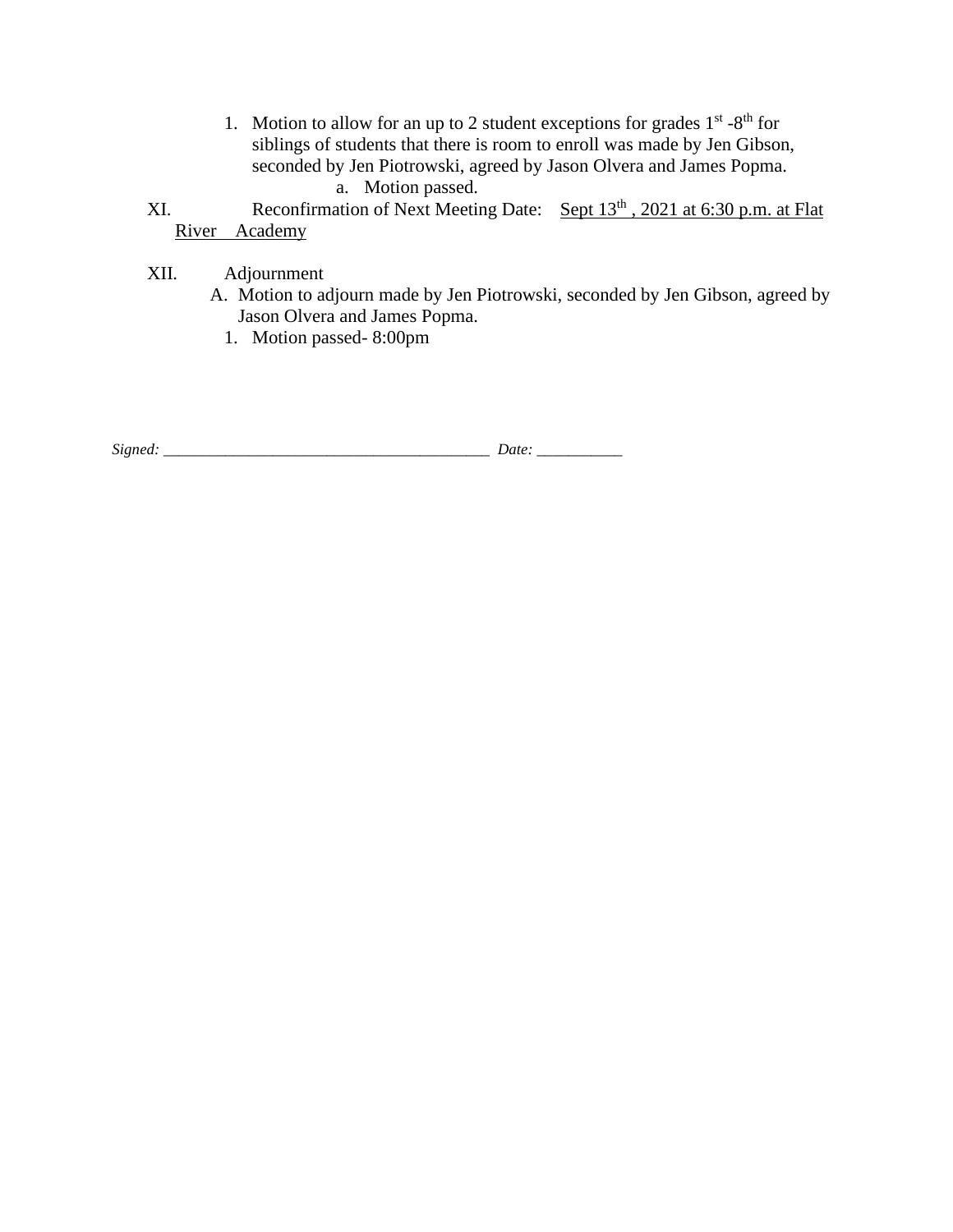1. Motion to allow for an up to 2 student exceptions for grades 1st -8th for siblings of students that there is room to enroll was made by Jen Gibson, seconded by Jen Piotrowski, agreed by Jason Olvera and James Popma.
    a. Motion passed.

XI. Reconfirmation of Next Meeting Date: Sept 13th , 2021 at 6:30 p.m. at Flat River Academy

XII. Adjournment

A. Motion to adjourn made by Jen Piotrowski, seconded by Jen Gibson, agreed by Jason Olvera and James Popma.
    1. Motion passed- 8:00pm

*Signed:* ________________________________________ *Date:* ___________